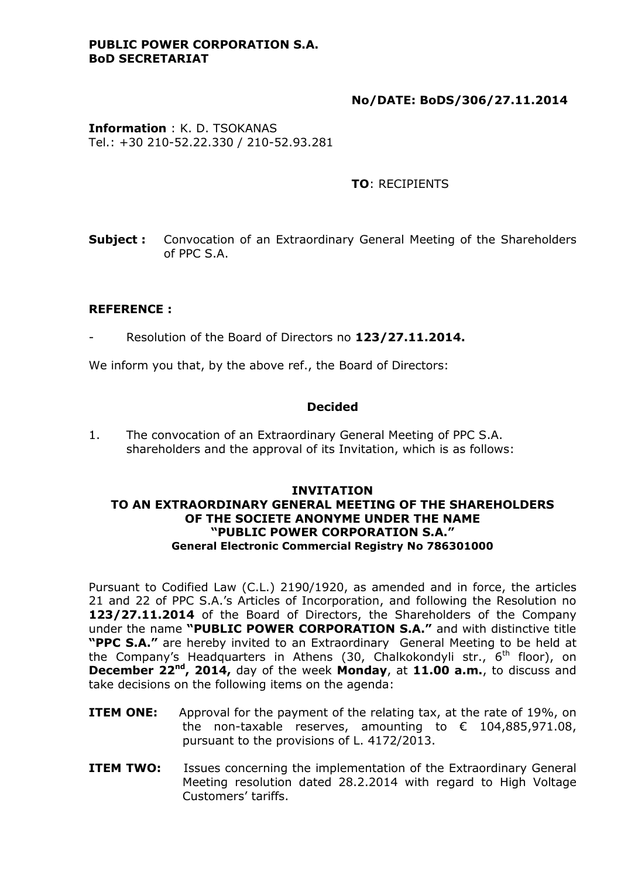**PUBLIC POWER CORPORATION S.A.**
**BoD SECRETARIAT**

**No/DATE: BoDS/306/27.11.2014**

**Information** : K. D. TSOKANAS
Tel.: +30 210-52.22.330 / 210-52.93.281

**TO**: RECIPIENTS

**Subject :** Convocation of an Extraordinary General Meeting of the Shareholders of PPC S.A.

**REFERENCE :**

- Resolution of the Board of Directors no **123/27.11.2014.**

We inform you that, by the above ref., the Board of Directors:

**Decided**

1. The convocation of an Extraordinary General Meeting of PPC S.A. shareholders and the approval of its Invitation, which is as follows:

**INVITATION**
**TO AN EXTRAORDINARY GENERAL MEETING OF THE SHAREHOLDERS OF THE SOCIETE ANONYME UNDER THE NAME "PUBLIC POWER CORPORATION S.A."**
**General Electronic Commercial Registry No 786301000**

Pursuant to Codified Law (C.L.) 2190/1920, as amended and in force, the articles 21 and 22 of PPC S.A.'s Articles of Incorporation, and following the Resolution no **123/27.11.2014** of the Board of Directors, the Shareholders of the Company under the name **"PUBLIC POWER CORPORATION S.A."** and with distinctive title **"PPC S.A."** are hereby invited to an Extraordinary General Meeting to be held at the Company's Headquarters in Athens (30, Chalkokondyli str., 6th floor), on **December 22nd, 2014,** day of the week **Monday**, at **11.00 a.m.**, to discuss and take decisions on the following items on the agenda:

**ITEM ONE:** Approval for the payment of the relating tax, at the rate of 19%, on the non-taxable reserves, amounting to € 104,885,971.08, pursuant to the provisions of L. 4172/2013.

**ITEM TWO:** Issues concerning the implementation of the Extraordinary General Meeting resolution dated 28.2.2014 with regard to High Voltage Customers' tariffs.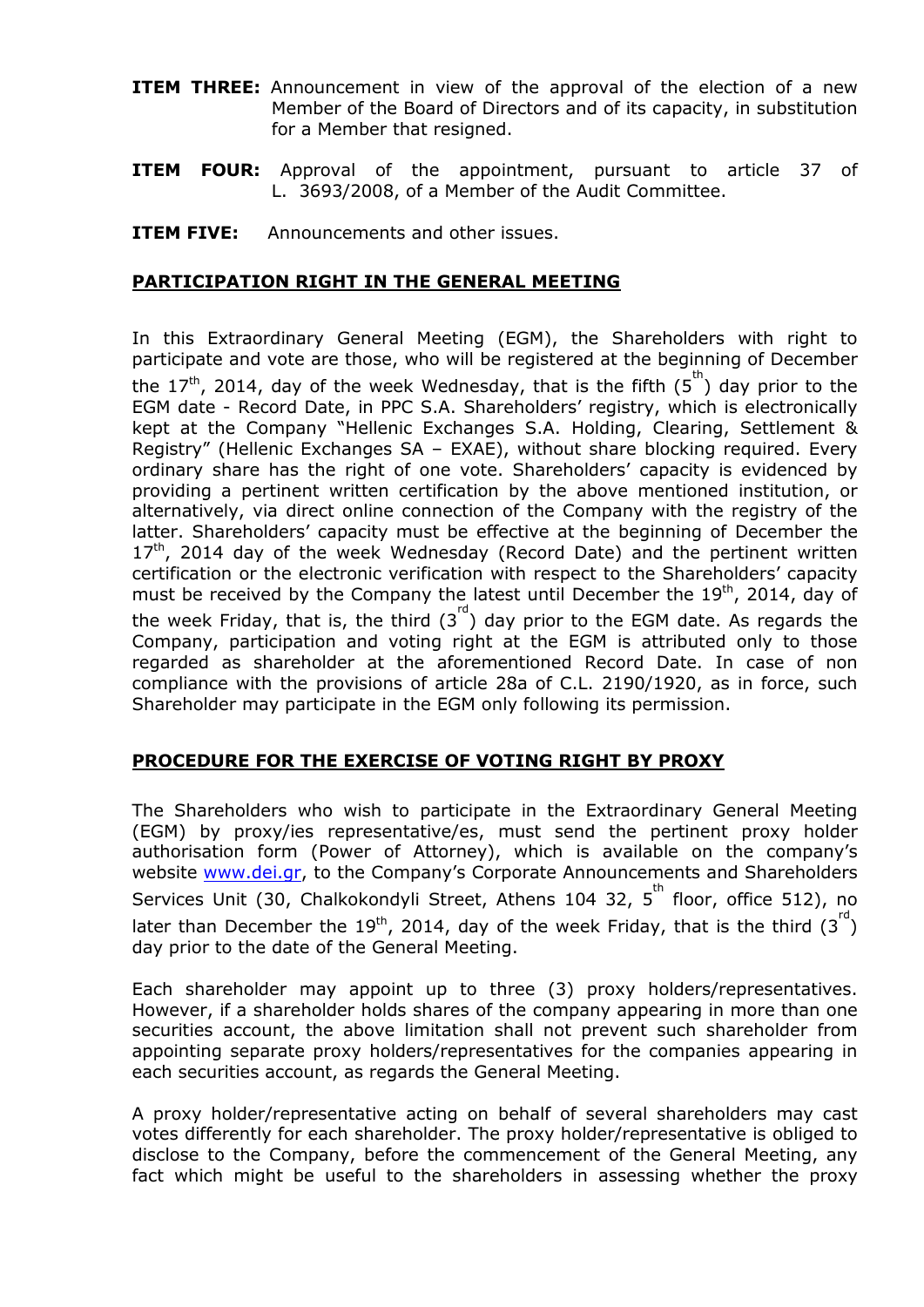**ITEM THREE:** Announcement in view of the approval of the election of a new Member of the Board of Directors and of its capacity, in substitution for a Member that resigned.

**ITEM FOUR:** Approval of the appointment, pursuant to article 37 of L. 3693/2008, of a Member of the Audit Committee.

**ITEM FIVE:** Announcements and other issues.

## PARTICIPATION RIGHT IN THE GENERAL MEETING

In this Extraordinary General Meeting (EGM), the Shareholders with right to participate and vote are those, who will be registered at the beginning of December the 17th, 2014, day of the week Wednesday, that is the fifth (5th) day prior to the EGM date - Record Date, in PPC S.A. Shareholders' registry, which is electronically kept at the Company "Hellenic Exchanges S.A. Holding, Clearing, Settlement & Registry" (Hellenic Exchanges SA – EXAE), without share blocking required. Every ordinary share has the right of one vote. Shareholders' capacity is evidenced by providing a pertinent written certification by the above mentioned institution, or alternatively, via direct online connection of the Company with the registry of the latter. Shareholders' capacity must be effective at the beginning of December the 17th, 2014 day of the week Wednesday (Record Date) and the pertinent written certification or the electronic verification with respect to the Shareholders' capacity must be received by the Company the latest until December the 19th, 2014, day of the week Friday, that is, the third (3rd) day prior to the EGM date. As regards the Company, participation and voting right at the EGM is attributed only to those regarded as shareholder at the aforementioned Record Date. In case of non compliance with the provisions of article 28a of C.L. 2190/1920, as in force, such Shareholder may participate in the EGM only following its permission.

## PROCEDURE FOR THE EXERCISE OF VOTING RIGHT BY PROXY

The Shareholders who wish to participate in the Extraordinary General Meeting (EGM) by proxy/ies representative/es, must send the pertinent proxy holder authorisation form (Power of Attorney), which is available on the company's website www.dei.gr, to the Company's Corporate Announcements and Shareholders Services Unit (30, Chalkokondyli Street, Athens 104 32, 5th floor, office 512), no later than December the 19th, 2014, day of the week Friday, that is the third (3rd) day prior to the date of the General Meeting.

Each shareholder may appoint up to three (3) proxy holders/representatives. However, if a shareholder holds shares of the company appearing in more than one securities account, the above limitation shall not prevent such shareholder from appointing separate proxy holders/representatives for the companies appearing in each securities account, as regards the General Meeting.

A proxy holder/representative acting on behalf of several shareholders may cast votes differently for each shareholder. The proxy holder/representative is obliged to disclose to the Company, before the commencement of the General Meeting, any fact which might be useful to the shareholders in assessing whether the proxy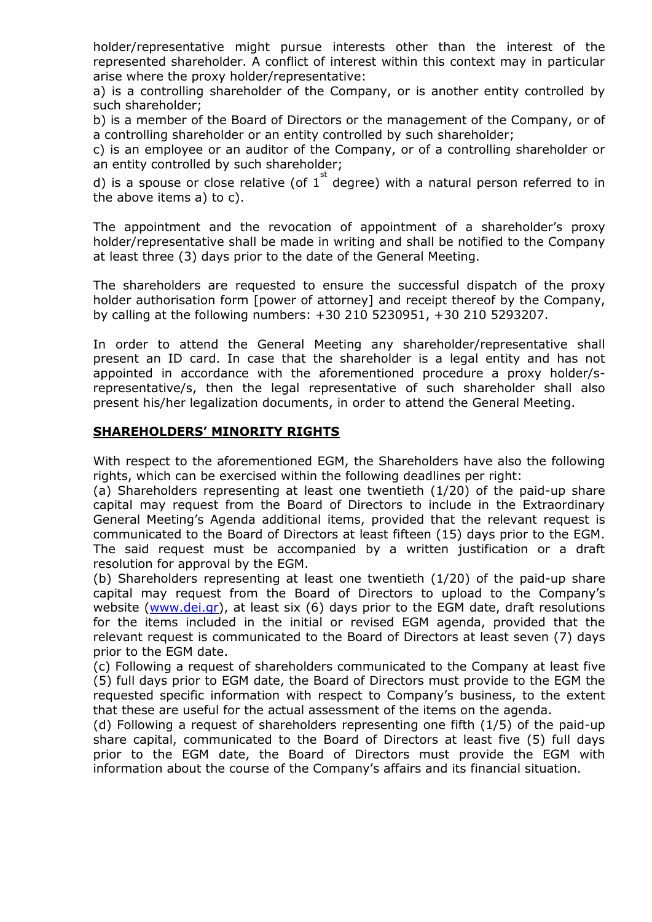holder/representative might pursue interests other than the interest of the represented shareholder. A conflict of interest within this context may in particular arise where the proxy holder/representative:

a) is a controlling shareholder of the Company, or is another entity controlled by such shareholder;

b) is a member of the Board of Directors or the management of the Company, or of a controlling shareholder or an entity controlled by such shareholder;

c) is an employee or an auditor of the Company, or of a controlling shareholder or an entity controlled by such shareholder;

d) is a spouse or close relative (of 1st degree) with a natural person referred to in the above items a) to c).

The appointment and the revocation of appointment of a shareholder's proxy holder/representative shall be made in writing and shall be notified to the Company at least three (3) days prior to the date of the General Meeting.

The shareholders are requested to ensure the successful dispatch of the proxy holder authorisation form [power of attorney] and receipt thereof by the Company, by calling at the following numbers: +30 210 5230951, +30 210 5293207.

In order to attend the General Meeting any shareholder/representative shall present an ID card. In case that the shareholder is a legal entity and has not appointed in accordance with the aforementioned procedure a proxy holder/s-representative/s, then the legal representative of such shareholder shall also present his/her legalization documents, in order to attend the General Meeting.

## SHAREHOLDERS' MINORITY RIGHTS

With respect to the aforementioned EGM, the Shareholders have also the following rights, which can be exercised within the following deadlines per right:

(a) Shareholders representing at least one twentieth (1/20) of the paid-up share capital may request from the Board of Directors to include in the Extraordinary General Meeting's Agenda additional items, provided that the relevant request is communicated to the Board of Directors at least fifteen (15) days prior to the EGM. The said request must be accompanied by a written justification or a draft resolution for approval by the EGM.

(b) Shareholders representing at least one twentieth (1/20) of the paid-up share capital may request from the Board of Directors to upload to the Company's website (www.dei.gr), at least six (6) days prior to the EGM date, draft resolutions for the items included in the initial or revised EGM agenda, provided that the relevant request is communicated to the Board of Directors at least seven (7) days prior to the EGM date.

(c) Following a request of shareholders communicated to the Company at least five (5) full days prior to EGM date, the Board of Directors must provide to the EGM the requested specific information with respect to Company's business, to the extent that these are useful for the actual assessment of the items on the agenda.

(d) Following a request of shareholders representing one fifth (1/5) of the paid-up share capital, communicated to the Board of Directors at least five (5) full days prior to the EGM date, the Board of Directors must provide the EGM with information about the course of the Company's affairs and its financial situation.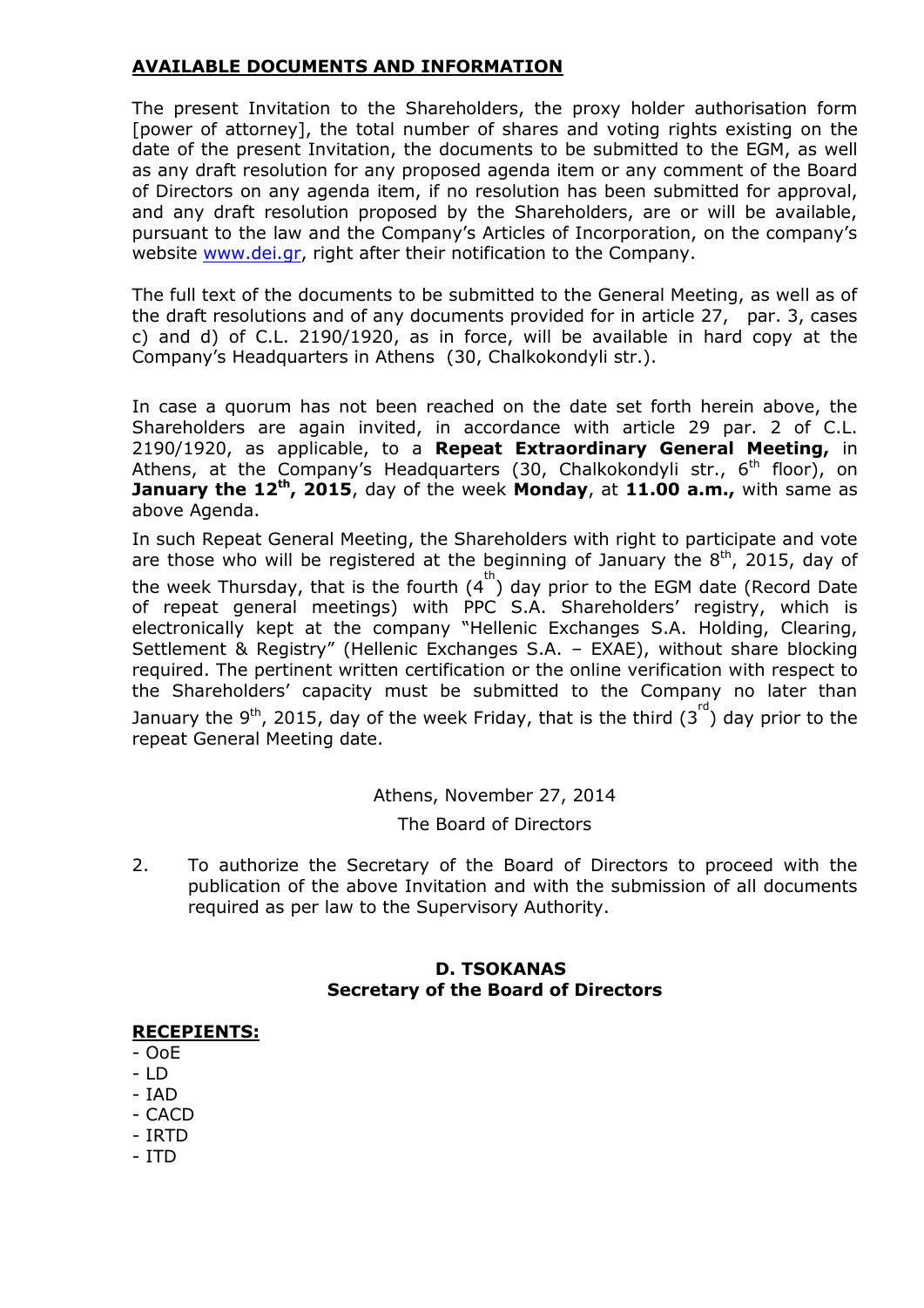**AVAILABLE DOCUMENTS AND INFORMATION**

The present Invitation to the Shareholders, the proxy holder authorisation form [power of attorney], the total number of shares and voting rights existing on the date of the present Invitation, the documents to be submitted to the EGM, as well as any draft resolution for any proposed agenda item or any comment of the Board of Directors on any agenda item, if no resolution has been submitted for approval, and any draft resolution proposed by the Shareholders, are or will be available, pursuant to the law and the Company's Articles of Incorporation, on the company's website www.dei.gr, right after their notification to the Company.

The full text of the documents to be submitted to the General Meeting, as well as of the draft resolutions and of any documents provided for in article 27, par. 3, cases c) and d) of C.L. 2190/1920, as in force, will be available in hard copy at the Company's Headquarters in Athens (30, Chalkokondyli str.).

In case a quorum has not been reached on the date set forth herein above, the Shareholders are again invited, in accordance with article 29 par. 2 of C.L. 2190/1920, as applicable, to a **Repeat Extraordinary General Meeting,** in Athens, at the Company's Headquarters (30, Chalkokondyli str., 6th floor), on **January the 12th, 2015**, day of the week **Monday**, at **11.00 a.m.,** with same as above Agenda.

In such Repeat General Meeting, the Shareholders with right to participate and vote are those who will be registered at the beginning of January the 8th, 2015, day of the week Thursday, that is the fourth (4th) day prior to the EGM date (Record Date of repeat general meetings) with PPC S.A. Shareholders' registry, which is electronically kept at the company "Hellenic Exchanges S.A. Holding, Clearing, Settlement & Registry" (Hellenic Exchanges S.A. – EXAE), without share blocking required. The pertinent written certification or the online verification with respect to the Shareholders' capacity must be submitted to the Company no later than January the 9th, 2015, day of the week Friday, that is the third (3rd) day prior to the repeat General Meeting date.

Athens, November 27, 2014

The Board of Directors

2. To authorize the Secretary of the Board of Directors to proceed with the publication of the above Invitation and with the submission of all documents required as per law to the Supervisory Authority.

**D. TSOKANAS**
**Secretary of the Board of Directors**

**RECEPIENTS:**

- OoE
- LD
- IAD
- CACD
- IRTD
- ITD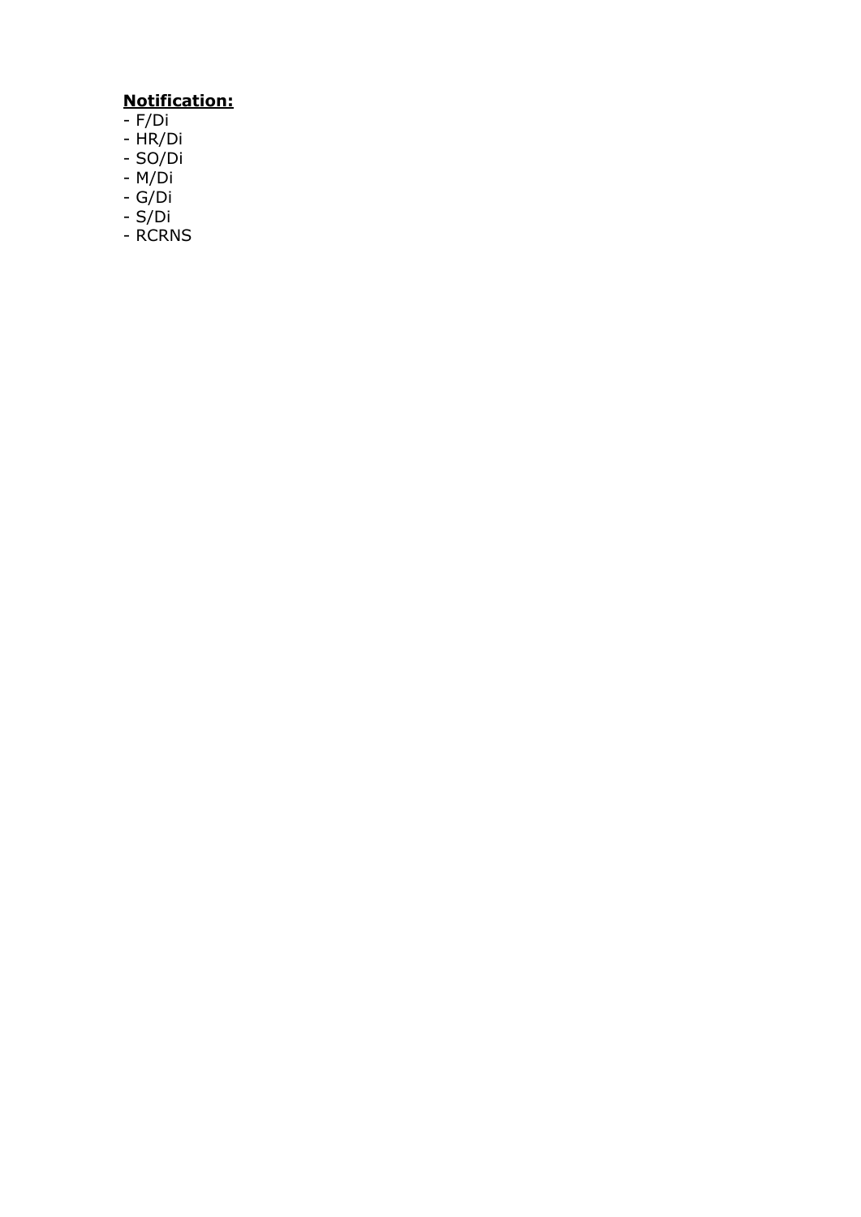**<u>Notification:</u>**

- F/Di
- HR/Di
- SO/Di
- M/Di
- G/Di
- S/Di
- RCRNS